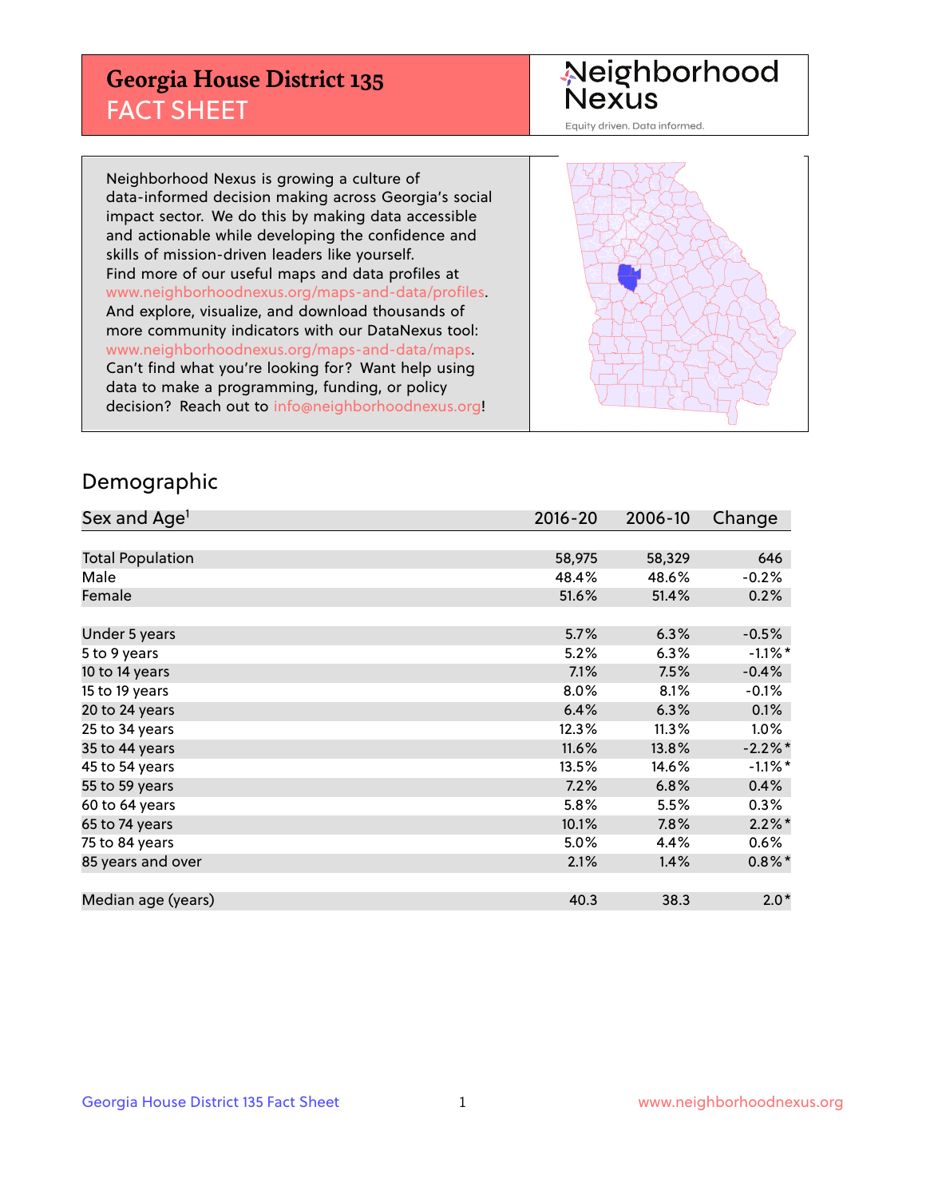# Georgia House District 135
## FACT SHEET

Neighborhood Nexus
Equity driven. Data informed.

Neighborhood Nexus is growing a culture of data-informed decision making across Georgia's social impact sector. We do this by making data accessible and actionable while developing the confidence and skills of mission-driven leaders like yourself. Find more of our useful maps and data profiles at www.neighborhoodnexus.org/maps-and-data/profiles. And explore, visualize, and download thousands of more community indicators with our DataNexus tool: www.neighborhoodnexus.org/maps-and-data/maps. Can't find what you're looking for? Want help using data to make a programming, funding, or policy decision? Reach out to info@neighborhoodnexus.org!

## Demographic

| Sex and Age[1] | 2016-20 | 2006-10 | Change |
|---|---|---|---|
| Total Population | 58,975 | 58,329 | 646 |
| Male | 48.4% | 48.6% | -0.2% |
| Female | 51.6% | 51.4% | 0.2% |
| | | | |
| Under 5 years | 5.7% | 6.3% | -0.5% |
| 5 to 9 years | 5.2% | 6.3% | -1.1%* |
| 10 to 14 years | 7.1% | 7.5% | -0.4% |
| 15 to 19 years | 8.0% | 8.1% | -0.1% |
| 20 to 24 years | 6.4% | 6.3% | 0.1% |
| 25 to 34 years | 12.3% | 11.3% | 1.0% |
| 35 to 44 years | 11.6% | 13.8% | -2.2%* |
| 45 to 54 years | 13.5% | 14.6% | -1.1%* |
| 55 to 59 years | 7.2% | 6.8% | 0.4% |
| 60 to 64 years | 5.8% | 5.5% | 0.3% |
| 65 to 74 years | 10.1% | 7.8% | 2.2%* |
| 75 to 84 years | 5.0% | 4.4% | 0.6% |
| 85 years and over | 2.1% | 1.4% | 0.8%* |
| | | | |
| Median age (years) | 40.3 | 38.3 | 2.0* |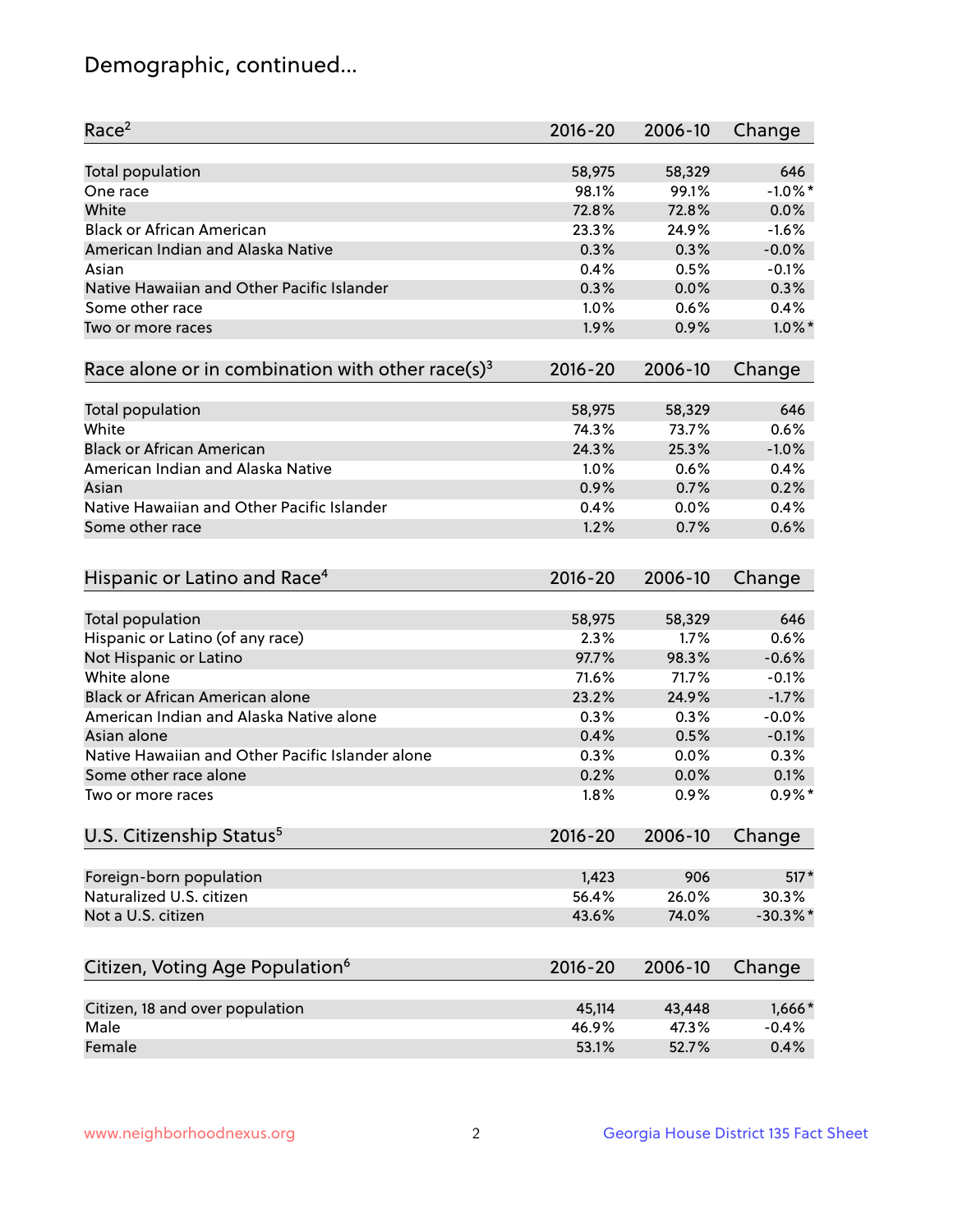# Demographic, continued...

| Race[2] | 2016-20 | 2006-10 | Change |
|---|---|---|---|
| Total population | 58,975 | 58,329 | 646 |
| One race | 98.1% | 99.1% | -1.0%* |
| White | 72.8% | 72.8% | 0.0% |
| Black or African American | 23.3% | 24.9% | -1.6% |
| American Indian and Alaska Native | 0.3% | 0.3% | -0.0% |
| Asian | 0.4% | 0.5% | -0.1% |
| Native Hawaiian and Other Pacific Islander | 0.3% | 0.0% | 0.3% |
| Some other race | 1.0% | 0.6% | 0.4% |
| Two or more races | 1.9% | 0.9% | 1.0%* |

| Race alone or in combination with other race(s)[3] | 2016-20 | 2006-10 | Change |
|---|---|---|---|
| Total population | 58,975 | 58,329 | 646 |
| White | 74.3% | 73.7% | 0.6% |
| Black or African American | 24.3% | 25.3% | -1.0% |
| American Indian and Alaska Native | 1.0% | 0.6% | 0.4% |
| Asian | 0.9% | 0.7% | 0.2% |
| Native Hawaiian and Other Pacific Islander | 0.4% | 0.0% | 0.4% |
| Some other race | 1.2% | 0.7% | 0.6% |

| Hispanic or Latino and Race[4] | 2016-20 | 2006-10 | Change |
|---|---|---|---|
| Total population | 58,975 | 58,329 | 646 |
| Hispanic or Latino (of any race) | 2.3% | 1.7% | 0.6% |
| Not Hispanic or Latino | 97.7% | 98.3% | -0.6% |
| White alone | 71.6% | 71.7% | -0.1% |
| Black or African American alone | 23.2% | 24.9% | -1.7% |
| American Indian and Alaska Native alone | 0.3% | 0.3% | -0.0% |
| Asian alone | 0.4% | 0.5% | -0.1% |
| Native Hawaiian and Other Pacific Islander alone | 0.3% | 0.0% | 0.3% |
| Some other race alone | 0.2% | 0.0% | 0.1% |
| Two or more races | 1.8% | 0.9% | 0.9%* |

| U.S. Citizenship Status[5] | 2016-20 | 2006-10 | Change |
|---|---|---|---|
| Foreign-born population | 1,423 | 906 | 517* |
| Naturalized U.S. citizen | 56.4% | 26.0% | 30.3% |
| Not a U.S. citizen | 43.6% | 74.0% | -30.3%* |

| Citizen, Voting Age Population[6] | 2016-20 | 2006-10 | Change |
|---|---|---|---|
| Citizen, 18 and over population | 45,114 | 43,448 | 1,666* |
| Male | 46.9% | 47.3% | -0.4% |
| Female | 53.1% | 52.7% | 0.4% |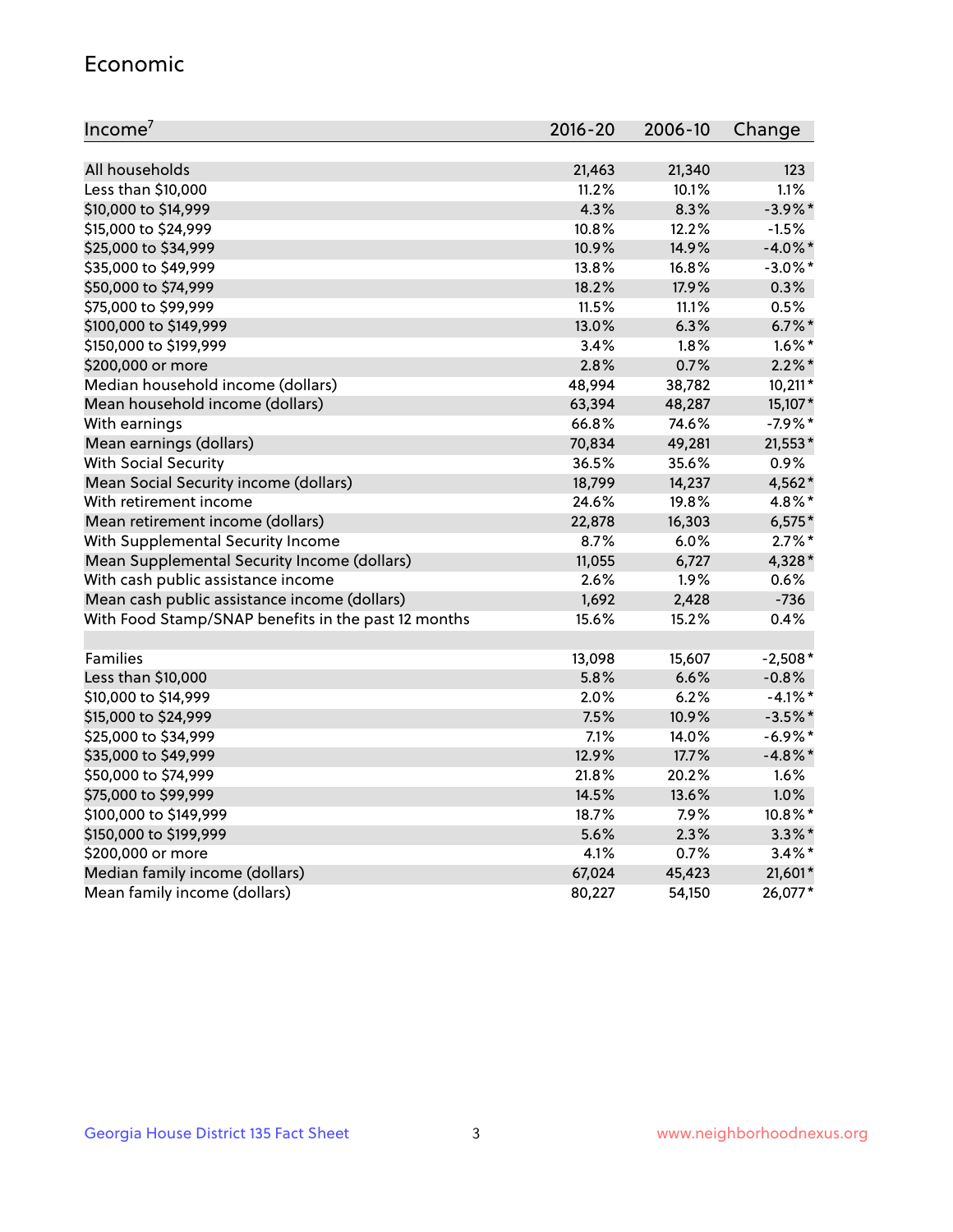## Economic

| Income[7] | 2016-20 | 2006-10 | Change |
|---|---|---|---|
| All households | 21,463 | 21,340 | 123 |
| Less than $10,000 | 11.2% | 10.1% | 1.1% |
| $10,000 to $14,999 | 4.3% | 8.3% | -3.9%* |
| $15,000 to $24,999 | 10.8% | 12.2% | -1.5% |
| $25,000 to $34,999 | 10.9% | 14.9% | -4.0%* |
| $35,000 to $49,999 | 13.8% | 16.8% | -3.0%* |
| $50,000 to $74,999 | 18.2% | 17.9% | 0.3% |
| $75,000 to $99,999 | 11.5% | 11.1% | 0.5% |
| $100,000 to $149,999 | 13.0% | 6.3% | 6.7%* |
| $150,000 to $199,999 | 3.4% | 1.8% | 1.6%* |
| $200,000 or more | 2.8% | 0.7% | 2.2%* |
| Median household income (dollars) | 48,994 | 38,782 | 10,211* |
| Mean household income (dollars) | 63,394 | 48,287 | 15,107* |
| With earnings | 66.8% | 74.6% | -7.9%* |
| Mean earnings (dollars) | 70,834 | 49,281 | 21,553* |
| With Social Security | 36.5% | 35.6% | 0.9% |
| Mean Social Security income (dollars) | 18,799 | 14,237 | 4,562* |
| With retirement income | 24.6% | 19.8% | 4.8%* |
| Mean retirement income (dollars) | 22,878 | 16,303 | 6,575* |
| With Supplemental Security Income | 8.7% | 6.0% | 2.7%* |
| Mean Supplemental Security Income (dollars) | 11,055 | 6,727 | 4,328* |
| With cash public assistance income | 2.6% | 1.9% | 0.6% |
| Mean cash public assistance income (dollars) | 1,692 | 2,428 | -736 |
| With Food Stamp/SNAP benefits in the past 12 months | 15.6% | 15.2% | 0.4% |
| | | | |
| Families | 13,098 | 15,607 | -2,508* |
| Less than $10,000 | 5.8% | 6.6% | -0.8% |
| $10,000 to $14,999 | 2.0% | 6.2% | -4.1%* |
| $15,000 to $24,999 | 7.5% | 10.9% | -3.5%* |
| $25,000 to $34,999 | 7.1% | 14.0% | -6.9%* |
| $35,000 to $49,999 | 12.9% | 17.7% | -4.8%* |
| $50,000 to $74,999 | 21.8% | 20.2% | 1.6% |
| $75,000 to $99,999 | 14.5% | 13.6% | 1.0% |
| $100,000 to $149,999 | 18.7% | 7.9% | 10.8%* |
| $150,000 to $199,999 | 5.6% | 2.3% | 3.3%* |
| $200,000 or more | 4.1% | 0.7% | 3.4%* |
| Median family income (dollars) | 67,024 | 45,423 | 21,601* |
| Mean family income (dollars) | 80,227 | 54,150 | 26,077* |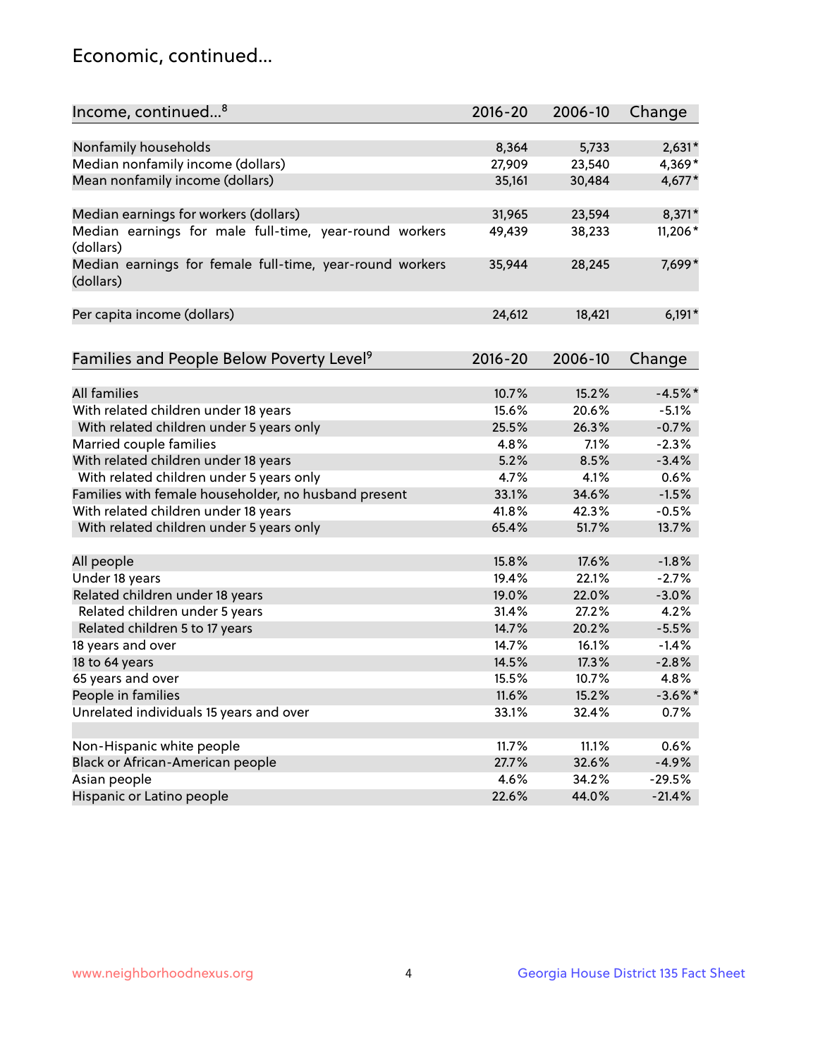## Economic, continued...

| Income, continued...[8] | 2016-20 | 2006-10 | Change |
|---|---|---|---|
| Nonfamily households | 8,364 | 5,733 | 2,631* |
| Median nonfamily income (dollars) | 27,909 | 23,540 | 4,369* |
| Mean nonfamily income (dollars) | 35,161 | 30,484 | 4,677* |
| Median earnings for workers (dollars) | 31,965 | 23,594 | 8,371* |
| Median earnings for male full-time, year-round workers (dollars) | 49,439 | 38,233 | 11,206* |
| Median earnings for female full-time, year-round workers (dollars) | 35,944 | 28,245 | 7,699* |
| Per capita income (dollars) | 24,612 | 18,421 | 6,191* |

| Families and People Below Poverty Level[9] | 2016-20 | 2006-10 | Change |
|---|---|---|---|
| All families | 10.7% | 15.2% | -4.5%* |
| With related children under 18 years | 15.6% | 20.6% | -5.1% |
| With related children under 5 years only | 25.5% | 26.3% | -0.7% |
| Married couple families | 4.8% | 7.1% | -2.3% |
| With related children under 18 years | 5.2% | 8.5% | -3.4% |
| With related children under 5 years only | 4.7% | 4.1% | 0.6% |
| Families with female householder, no husband present | 33.1% | 34.6% | -1.5% |
| With related children under 18 years | 41.8% | 42.3% | -0.5% |
| With related children under 5 years only | 65.4% | 51.7% | 13.7% |
| All people | 15.8% | 17.6% | -1.8% |
| Under 18 years | 19.4% | 22.1% | -2.7% |
| Related children under 18 years | 19.0% | 22.0% | -3.0% |
| Related children under 5 years | 31.4% | 27.2% | 4.2% |
| Related children 5 to 17 years | 14.7% | 20.2% | -5.5% |
| 18 years and over | 14.7% | 16.1% | -1.4% |
| 18 to 64 years | 14.5% | 17.3% | -2.8% |
| 65 years and over | 15.5% | 10.7% | 4.8% |
| People in families | 11.6% | 15.2% | -3.6%* |
| Unrelated individuals 15 years and over | 33.1% | 32.4% | 0.7% |
| Non-Hispanic white people | 11.7% | 11.1% | 0.6% |
| Black or African-American people | 27.7% | 32.6% | -4.9% |
| Asian people | 4.6% | 34.2% | -29.5% |
| Hispanic or Latino people | 22.6% | 44.0% | -21.4% |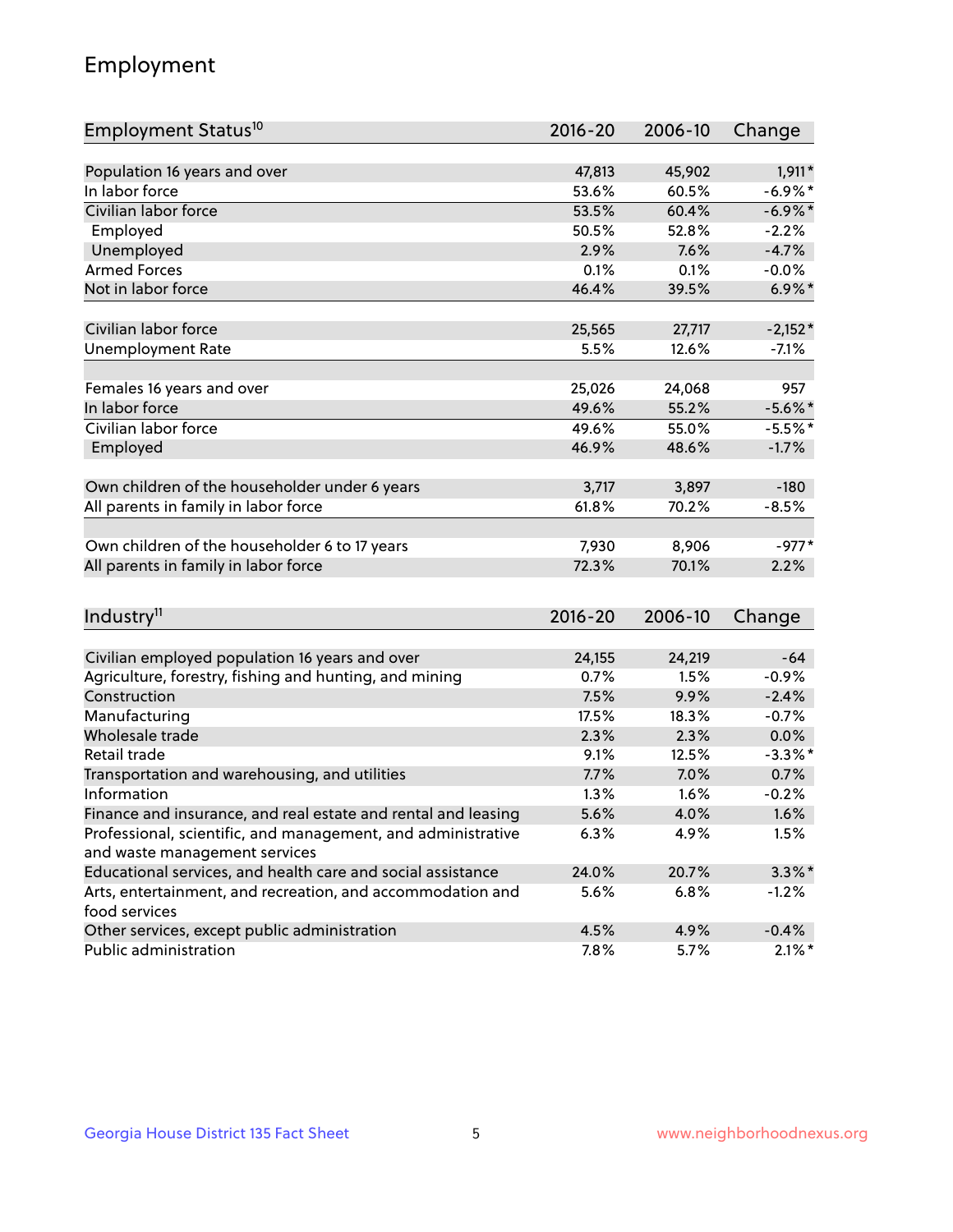## Employment

| Employment Status[10] | 2016-20 | 2006-10 | Change |
| --- | --- | --- | --- |
| Population 16 years and over | 47,813 | 45,902 | 1,911* |
| In labor force | 53.6% | 60.5% | -6.9%* |
| Civilian labor force | 53.5% | 60.4% | -6.9%* |
| Employed | 50.5% | 52.8% | -2.2% |
| Unemployed | 2.9% | 7.6% | -4.7% |
| Armed Forces | 0.1% | 0.1% | -0.0% |
| Not in labor force | 46.4% | 39.5% | 6.9%* |
| | | | |
| Civilian labor force | 25,565 | 27,717 | -2,152* |
| Unemployment Rate | 5.5% | 12.6% | -7.1% |
| | | | |
| Females 16 years and over | 25,026 | 24,068 | 957 |
| In labor force | 49.6% | 55.2% | -5.6%* |
| Civilian labor force | 49.6% | 55.0% | -5.5%* |
| Employed | 46.9% | 48.6% | -1.7% |
| | | | |
| Own children of the householder under 6 years | 3,717 | 3,897 | -180 |
| All parents in family in labor force | 61.8% | 70.2% | -8.5% |
| | | | |
| Own children of the householder 6 to 17 years | 7,930 | 8,906 | -977* |
| All parents in family in labor force | 72.3% | 70.1% | 2.2% |

| Industry[11] | 2016-20 | 2006-10 | Change |
| --- | --- | --- | --- |
| Civilian employed population 16 years and over | 24,155 | 24,219 | -64 |
| Agriculture, forestry, fishing and hunting, and mining | 0.7% | 1.5% | -0.9% |
| Construction | 7.5% | 9.9% | -2.4% |
| Manufacturing | 17.5% | 18.3% | -0.7% |
| Wholesale trade | 2.3% | 2.3% | 0.0% |
| Retail trade | 9.1% | 12.5% | -3.3%* |
| Transportation and warehousing, and utilities | 7.7% | 7.0% | 0.7% |
| Information | 1.3% | 1.6% | -0.2% |
| Finance and insurance, and real estate and rental and leasing | 5.6% | 4.0% | 1.6% |
| Professional, scientific, and management, and administrative and waste management services | 6.3% | 4.9% | 1.5% |
| Educational services, and health care and social assistance | 24.0% | 20.7% | 3.3%* |
| Arts, entertainment, and recreation, and accommodation and food services | 5.6% | 6.8% | -1.2% |
| Other services, except public administration | 4.5% | 4.9% | -0.4% |
| Public administration | 7.8% | 5.7% | 2.1%* |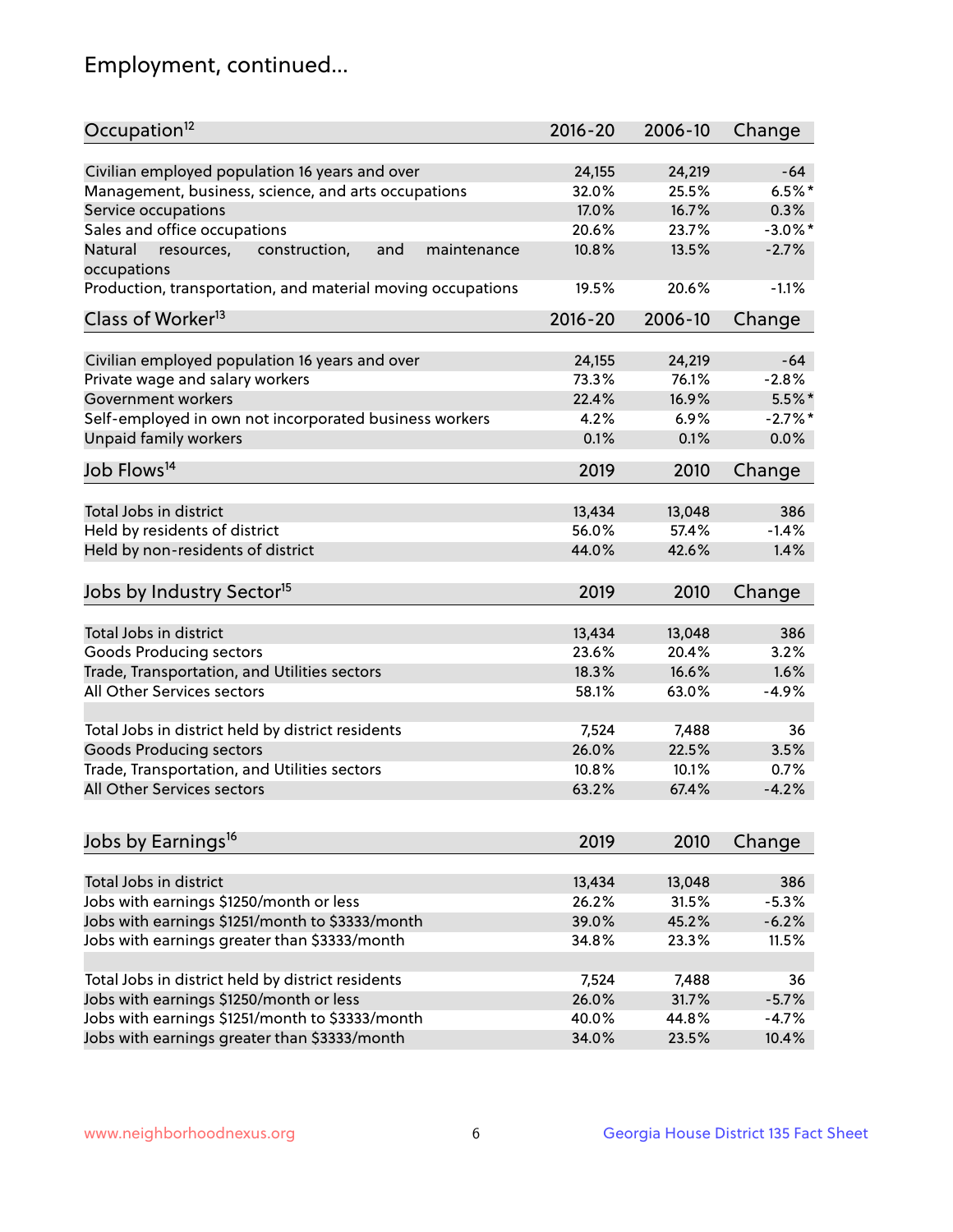## Employment, continued...

| Occupation[12] | 2016-20 | 2006-10 | Change |
|---|---|---|---|
| Civilian employed population 16 years and over | 24,155 | 24,219 | -64 |
| Management, business, science, and arts occupations | 32.0% | 25.5% | 6.5%* |
| Service occupations | 17.0% | 16.7% | 0.3% |
| Sales and office occupations | 20.6% | 23.7% | -3.0%* |
| Natural resources, construction, and maintenance occupations | 10.8% | 13.5% | -2.7% |
| Production, transportation, and material moving occupations | 19.5% | 20.6% | -1.1% |

| Class of Worker[13] | 2016-20 | 2006-10 | Change |
|---|---|---|---|
| Civilian employed population 16 years and over | 24,155 | 24,219 | -64 |
| Private wage and salary workers | 73.3% | 76.1% | -2.8% |
| Government workers | 22.4% | 16.9% | 5.5%* |
| Self-employed in own not incorporated business workers | 4.2% | 6.9% | -2.7%* |
| Unpaid family workers | 0.1% | 0.1% | 0.0% |

| Job Flows[14] | 2019 | 2010 | Change |
|---|---|---|---|
| Total Jobs in district | 13,434 | 13,048 | 386 |
| Held by residents of district | 56.0% | 57.4% | -1.4% |
| Held by non-residents of district | 44.0% | 42.6% | 1.4% |

| Jobs by Industry Sector[15] | 2019 | 2010 | Change |
|---|---|---|---|
| Total Jobs in district | 13,434 | 13,048 | 386 |
| Goods Producing sectors | 23.6% | 20.4% | 3.2% |
| Trade, Transportation, and Utilities sectors | 18.3% | 16.6% | 1.6% |
| All Other Services sectors | 58.1% | 63.0% | -4.9% |
| | | | |
| Total Jobs in district held by district residents | 7,524 | 7,488 | 36 |
| Goods Producing sectors | 26.0% | 22.5% | 3.5% |
| Trade, Transportation, and Utilities sectors | 10.8% | 10.1% | 0.7% |
| All Other Services sectors | 63.2% | 67.4% | -4.2% |

| Jobs by Earnings[16] | 2019 | 2010 | Change |
|---|---|---|---|
| Total Jobs in district | 13,434 | 13,048 | 386 |
| Jobs with earnings $1250/month or less | 26.2% | 31.5% | -5.3% |
| Jobs with earnings $1251/month to $3333/month | 39.0% | 45.2% | -6.2% |
| Jobs with earnings greater than $3333/month | 34.8% | 23.3% | 11.5% |
| | | | |
| Total Jobs in district held by district residents | 7,524 | 7,488 | 36 |
| Jobs with earnings $1250/month or less | 26.0% | 31.7% | -5.7% |
| Jobs with earnings $1251/month to $3333/month | 40.0% | 44.8% | -4.7% |
| Jobs with earnings greater than $3333/month | 34.0% | 23.5% | 10.4% |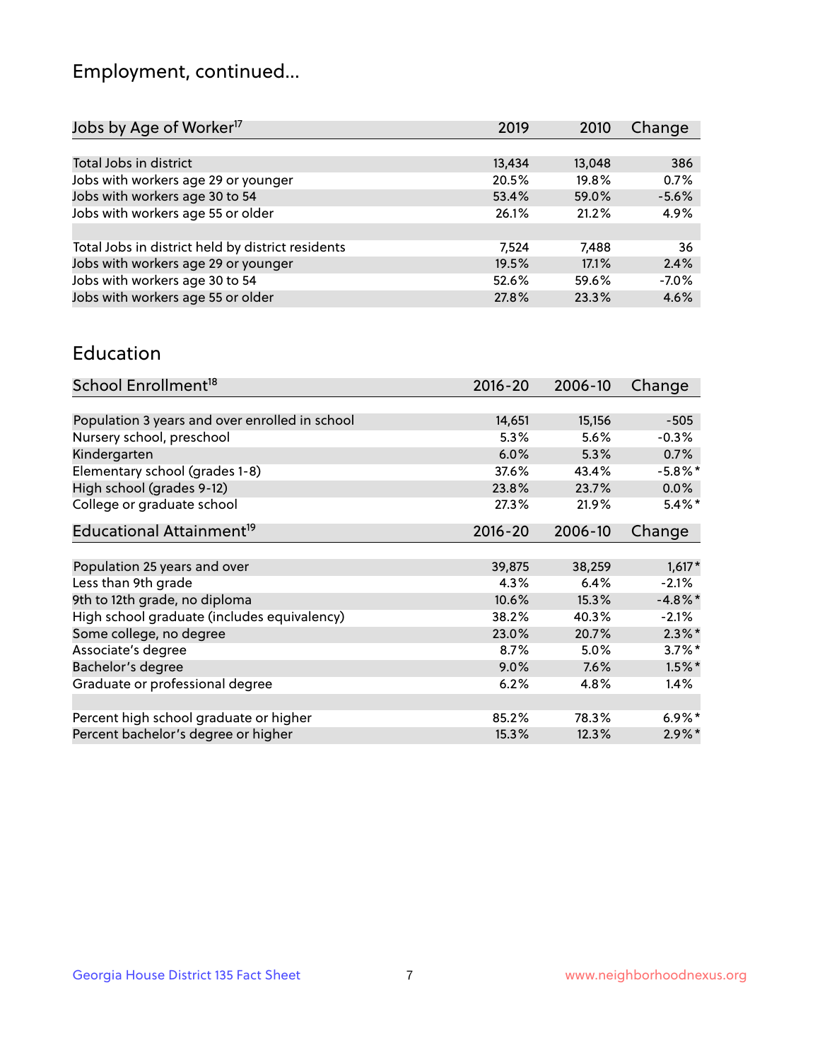## Employment, continued...

| Jobs by Age of Worker[17] | 2019 | 2010 | Change |
|---|---|---|---|
| Total Jobs in district | 13,434 | 13,048 | 386 |
| Jobs with workers age 29 or younger | 20.5% | 19.8% | 0.7% |
| Jobs with workers age 30 to 54 | 53.4% | 59.0% | -5.6% |
| Jobs with workers age 55 or older | 26.1% | 21.2% | 4.9% |
| | | | |
| Total Jobs in district held by district residents | 7,524 | 7,488 | 36 |
| Jobs with workers age 29 or younger | 19.5% | 17.1% | 2.4% |
| Jobs with workers age 30 to 54 | 52.6% | 59.6% | -7.0% |
| Jobs with workers age 55 or older | 27.8% | 23.3% | 4.6% |

## Education

| School Enrollment[18] | 2016-20 | 2006-10 | Change |
|---|---|---|---|
| Population 3 years and over enrolled in school | 14,651 | 15,156 | -505 |
| Nursery school, preschool | 5.3% | 5.6% | -0.3% |
| Kindergarten | 6.0% | 5.3% | 0.7% |
| Elementary school (grades 1-8) | 37.6% | 43.4% | -5.8%* |
| High school (grades 9-12) | 23.8% | 23.7% | 0.0% |
| College or graduate school | 27.3% | 21.9% | 5.4%* |

| Educational Attainment[19] | 2016-20 | 2006-10 | Change |
|---|---|---|---|
| Population 25 years and over | 39,875 | 38,259 | 1,617* |
| Less than 9th grade | 4.3% | 6.4% | -2.1% |
| 9th to 12th grade, no diploma | 10.6% | 15.3% | -4.8%* |
| High school graduate (includes equivalency) | 38.2% | 40.3% | -2.1% |
| Some college, no degree | 23.0% | 20.7% | 2.3%* |
| Associate's degree | 8.7% | 5.0% | 3.7%* |
| Bachelor's degree | 9.0% | 7.6% | 1.5%* |
| Graduate or professional degree | 6.2% | 4.8% | 1.4% |
| | | | |
| Percent high school graduate or higher | 85.2% | 78.3% | 6.9%* |
| Percent bachelor's degree or higher | 15.3% | 12.3% | 2.9%* |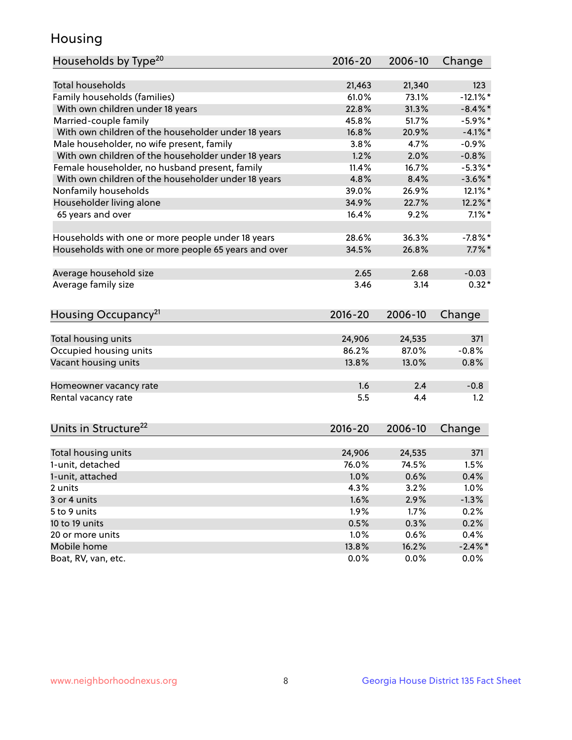# Housing

| Households by Type[20] | 2016-20 | 2006-10 | Change |
|---|---|---|---|
| Total households | 21,463 | 21,340 | 123 |
| Family households (families) | 61.0% | 73.1% | -12.1%* |
| With own children under 18 years | 22.8% | 31.3% | -8.4%* |
| Married-couple family | 45.8% | 51.7% | -5.9%* |
| With own children of the householder under 18 years | 16.8% | 20.9% | -4.1%* |
| Male householder, no wife present, family | 3.8% | 4.7% | -0.9% |
| With own children of the householder under 18 years | 1.2% | 2.0% | -0.8% |
| Female householder, no husband present, family | 11.4% | 16.7% | -5.3%* |
| With own children of the householder under 18 years | 4.8% | 8.4% | -3.6%* |
| Nonfamily households | 39.0% | 26.9% | 12.1%* |
| Householder living alone | 34.9% | 22.7% | 12.2%* |
| 65 years and over | 16.4% | 9.2% | 7.1%* |
| | | | |
| Households with one or more people under 18 years | 28.6% | 36.3% | -7.8%* |
| Households with one or more people 65 years and over | 34.5% | 26.8% | 7.7%* |
| | | | |
| Average household size | 2.65 | 2.68 | -0.03 |
| Average family size | 3.46 | 3.14 | 0.32* |

| Housing Occupancy[21] | 2016-20 | 2006-10 | Change |
|---|---|---|---|
| Total housing units | 24,906 | 24,535 | 371 |
| Occupied housing units | 86.2% | 87.0% | -0.8% |
| Vacant housing units | 13.8% | 13.0% | 0.8% |
| | | | |
| Homeowner vacancy rate | 1.6 | 2.4 | -0.8 |
| Rental vacancy rate | 5.5 | 4.4 | 1.2 |

| Units in Structure[22] | 2016-20 | 2006-10 | Change |
|---|---|---|---|
| Total housing units | 24,906 | 24,535 | 371 |
| 1-unit, detached | 76.0% | 74.5% | 1.5% |
| 1-unit, attached | 1.0% | 0.6% | 0.4% |
| 2 units | 4.3% | 3.2% | 1.0% |
| 3 or 4 units | 1.6% | 2.9% | -1.3% |
| 5 to 9 units | 1.9% | 1.7% | 0.2% |
| 10 to 19 units | 0.5% | 0.3% | 0.2% |
| 20 or more units | 1.0% | 0.6% | 0.4% |
| Mobile home | 13.8% | 16.2% | -2.4%* |
| Boat, RV, van, etc. | 0.0% | 0.0% | 0.0% |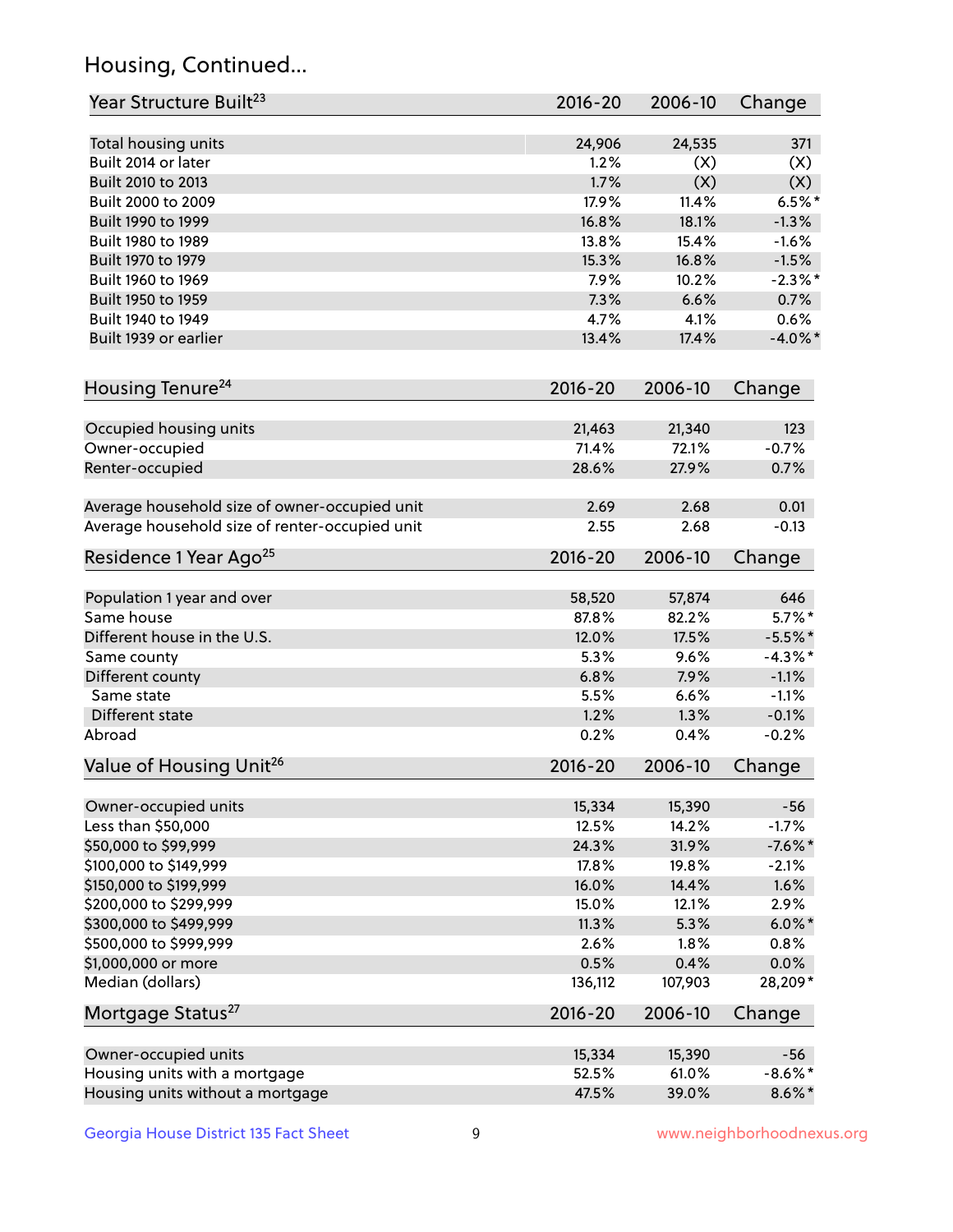## Housing, Continued...

| Year Structure Built[23] | 2016-20 | 2006-10 | Change |
|---|---|---|---|
| Total housing units | 24,906 | 24,535 | 371 |
| Built 2014 or later | 1.2% | (X) | (X) |
| Built 2010 to 2013 | 1.7% | (X) | (X) |
| Built 2000 to 2009 | 17.9% | 11.4% | 6.5%* |
| Built 1990 to 1999 | 16.8% | 18.1% | -1.3% |
| Built 1980 to 1989 | 13.8% | 15.4% | -1.6% |
| Built 1970 to 1979 | 15.3% | 16.8% | -1.5% |
| Built 1960 to 1969 | 7.9% | 10.2% | -2.3%* |
| Built 1950 to 1959 | 7.3% | 6.6% | 0.7% |
| Built 1940 to 1949 | 4.7% | 4.1% | 0.6% |
| Built 1939 or earlier | 13.4% | 17.4% | -4.0%* |

| Housing Tenure[24] | 2016-20 | 2006-10 | Change |
|---|---|---|---|
| Occupied housing units | 21,463 | 21,340 | 123 |
| Owner-occupied | 71.4% | 72.1% | -0.7% |
| Renter-occupied | 28.6% | 27.9% | 0.7% |
| Average household size of owner-occupied unit | 2.69 | 2.68 | 0.01 |
| Average household size of renter-occupied unit | 2.55 | 2.68 | -0.13 |

| Residence 1 Year Ago[25] | 2016-20 | 2006-10 | Change |
|---|---|---|---|
| Population 1 year and over | 58,520 | 57,874 | 646 |
| Same house | 87.8% | 82.2% | 5.7%* |
| Different house in the U.S. | 12.0% | 17.5% | -5.5%* |
| Same county | 5.3% | 9.6% | -4.3%* |
| Different county | 6.8% | 7.9% | -1.1% |
| Same state | 5.5% | 6.6% | -1.1% |
| Different state | 1.2% | 1.3% | -0.1% |
| Abroad | 0.2% | 0.4% | -0.2% |

| Value of Housing Unit[26] | 2016-20 | 2006-10 | Change |
|---|---|---|---|
| Owner-occupied units | 15,334 | 15,390 | -56 |
| Less than $50,000 | 12.5% | 14.2% | -1.7% |
| $50,000 to $99,999 | 24.3% | 31.9% | -7.6%* |
| $100,000 to $149,999 | 17.8% | 19.8% | -2.1% |
| $150,000 to $199,999 | 16.0% | 14.4% | 1.6% |
| $200,000 to $299,999 | 15.0% | 12.1% | 2.9% |
| $300,000 to $499,999 | 11.3% | 5.3% | 6.0%* |
| $500,000 to $999,999 | 2.6% | 1.8% | 0.8% |
| $1,000,000 or more | 0.5% | 0.4% | 0.0% |
| Median (dollars) | 136,112 | 107,903 | 28,209* |

| Mortgage Status[27] | 2016-20 | 2006-10 | Change |
|---|---|---|---|
| Owner-occupied units | 15,334 | 15,390 | -56 |
| Housing units with a mortgage | 52.5% | 61.0% | -8.6%* |
| Housing units without a mortgage | 47.5% | 39.0% | 8.6%* |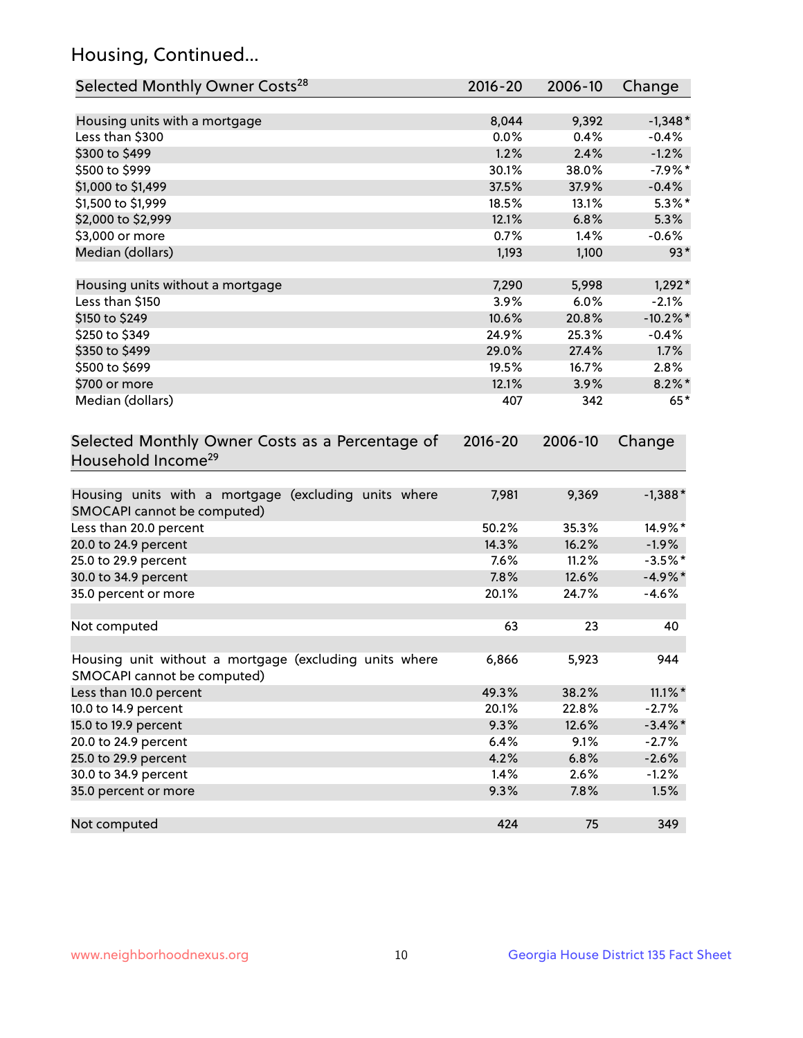## Housing, Continued...

| Selected Monthly Owner Costs[28] | 2016-20 | 2006-10 | Change |
|---|---|---|---|
| Housing units with a mortgage | 8,044 | 9,392 | -1,348* |
| Less than $300 | 0.0% | 0.4% | -0.4% |
| $300 to $499 | 1.2% | 2.4% | -1.2% |
| $500 to $999 | 30.1% | 38.0% | -7.9%* |
| $1,000 to $1,499 | 37.5% | 37.9% | -0.4% |
| $1,500 to $1,999 | 18.5% | 13.1% | 5.3%* |
| $2,000 to $2,999 | 12.1% | 6.8% | 5.3% |
| $3,000 or more | 0.7% | 1.4% | -0.6% |
| Median (dollars) | 1,193 | 1,100 | 93* |
| | | | |
| Housing units without a mortgage | 7,290 | 5,998 | 1,292* |
| Less than $150 | 3.9% | 6.0% | -2.1% |
| $150 to $249 | 10.6% | 20.8% | -10.2%* |
| $250 to $349 | 24.9% | 25.3% | -0.4% |
| $350 to $499 | 29.0% | 27.4% | 1.7% |
| $500 to $699 | 19.5% | 16.7% | 2.8% |
| $700 or more | 12.1% | 3.9% | 8.2%* |
| Median (dollars) | 407 | 342 | 65* |

| Selected Monthly Owner Costs as a Percentage of Household Income[29] | 2016-20 | 2006-10 | Change |
|---|---|---|---|
| Housing units with a mortgage (excluding units where SMOCAPI cannot be computed) | 7,981 | 9,369 | -1,388* |
| Less than 20.0 percent | 50.2% | 35.3% | 14.9%* |
| 20.0 to 24.9 percent | 14.3% | 16.2% | -1.9% |
| 25.0 to 29.9 percent | 7.6% | 11.2% | -3.5%* |
| 30.0 to 34.9 percent | 7.8% | 12.6% | -4.9%* |
| 35.0 percent or more | 20.1% | 24.7% | -4.6% |
| | | | |
| Not computed | 63 | 23 | 40 |
| | | | |
| Housing unit without a mortgage (excluding units where SMOCAPI cannot be computed) | 6,866 | 5,923 | 944 |
| Less than 10.0 percent | 49.3% | 38.2% | 11.1%* |
| 10.0 to 14.9 percent | 20.1% | 22.8% | -2.7% |
| 15.0 to 19.9 percent | 9.3% | 12.6% | -3.4%* |
| 20.0 to 24.9 percent | 6.4% | 9.1% | -2.7% |
| 25.0 to 29.9 percent | 4.2% | 6.8% | -2.6% |
| 30.0 to 34.9 percent | 1.4% | 2.6% | -1.2% |
| 35.0 percent or more | 9.3% | 7.8% | 1.5% |
| | | | |
| Not computed | 424 | 75 | 349 |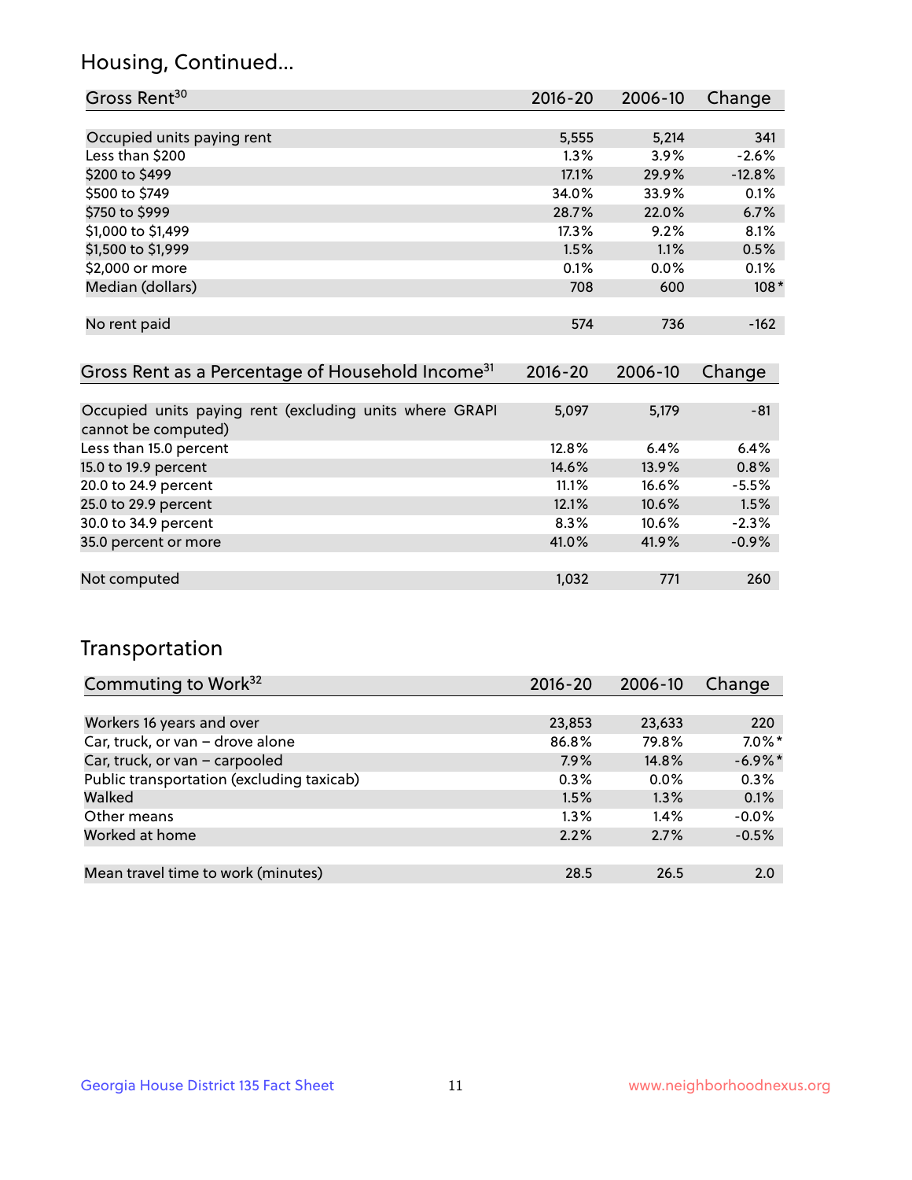## Housing, Continued...

| Gross Rent[30] | 2016-20 | 2006-10 | Change |
|---|---|---|---|
| Occupied units paying rent | 5,555 | 5,214 | 341 |
| Less than $200 | 1.3% | 3.9% | -2.6% |
| $200 to $499 | 17.1% | 29.9% | -12.8% |
| $500 to $749 | 34.0% | 33.9% | 0.1% |
| $750 to $999 | 28.7% | 22.0% | 6.7% |
| $1,000 to $1,499 | 17.3% | 9.2% | 8.1% |
| $1,500 to $1,999 | 1.5% | 1.1% | 0.5% |
| $2,000 or more | 0.1% | 0.0% | 0.1% |
| Median (dollars) | 708 | 600 | 108* |
| No rent paid | 574 | 736 | -162 |

| Gross Rent as a Percentage of Household Income[31] | 2016-20 | 2006-10 | Change |
|---|---|---|---|
| Occupied units paying rent (excluding units where GRAPI cannot be computed) | 5,097 | 5,179 | -81 |
| Less than 15.0 percent | 12.8% | 6.4% | 6.4% |
| 15.0 to 19.9 percent | 14.6% | 13.9% | 0.8% |
| 20.0 to 24.9 percent | 11.1% | 16.6% | -5.5% |
| 25.0 to 29.9 percent | 12.1% | 10.6% | 1.5% |
| 30.0 to 34.9 percent | 8.3% | 10.6% | -2.3% |
| 35.0 percent or more | 41.0% | 41.9% | -0.9% |
| Not computed | 1,032 | 771 | 260 |

## Transportation

| Commuting to Work[32] | 2016-20 | 2006-10 | Change |
|---|---|---|---|
| Workers 16 years and over | 23,853 | 23,633 | 220 |
| Car, truck, or van – drove alone | 86.8% | 79.8% | 7.0%* |
| Car, truck, or van – carpooled | 7.9% | 14.8% | -6.9%* |
| Public transportation (excluding taxicab) | 0.3% | 0.0% | 0.3% |
| Walked | 1.5% | 1.3% | 0.1% |
| Other means | 1.3% | 1.4% | -0.0% |
| Worked at home | 2.2% | 2.7% | -0.5% |
| Mean travel time to work (minutes) | 28.5 | 26.5 | 2.0 |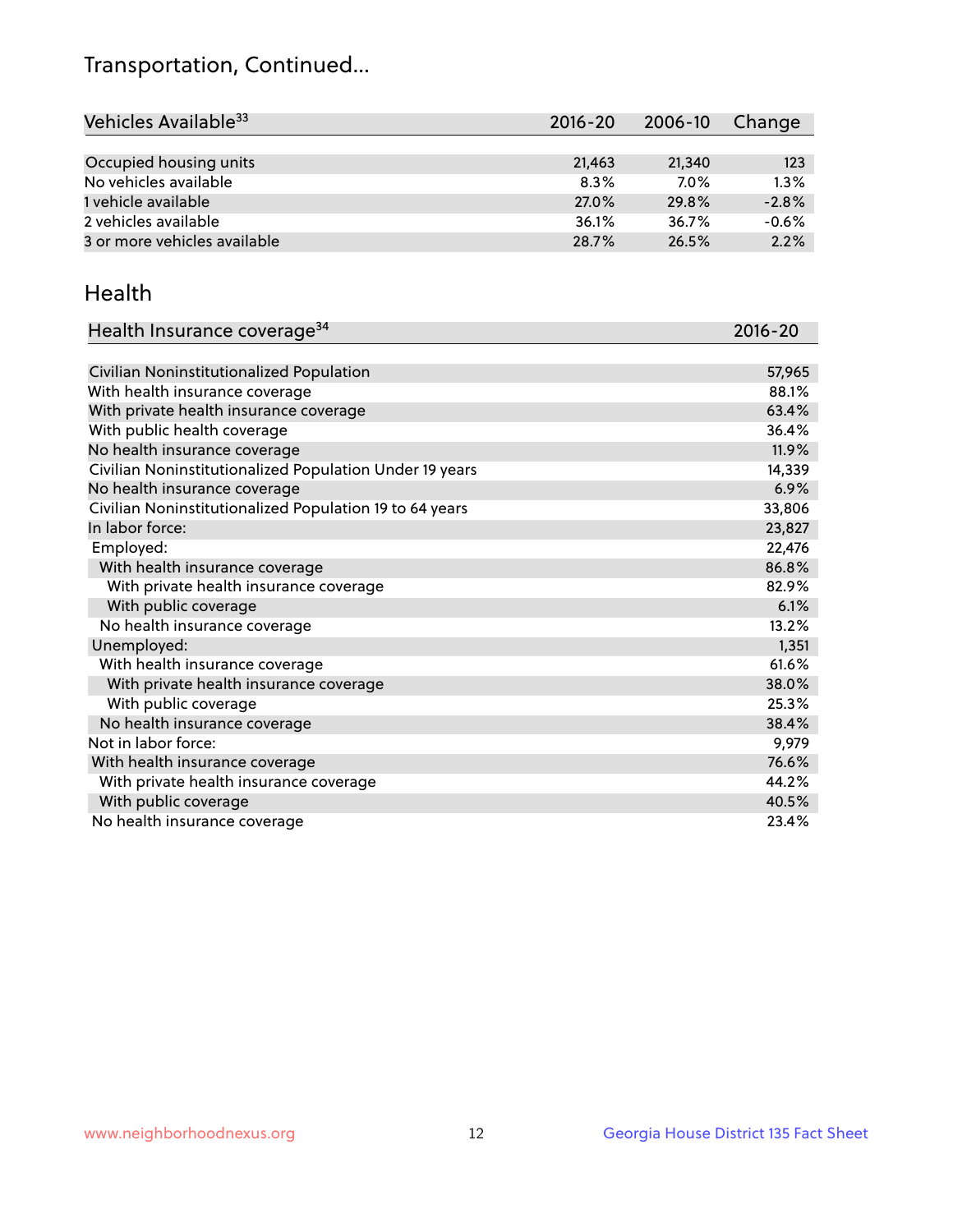# Transportation, Continued...

| Vehicles Available[33] | 2016-20 | 2006-10 | Change |
|---|---|---|---|
| Occupied housing units | 21,463 | 21,340 | 123 |
| No vehicles available | 8.3% | 7.0% | 1.3% |
| 1 vehicle available | 27.0% | 29.8% | -2.8% |
| 2 vehicles available | 36.1% | 36.7% | -0.6% |
| 3 or more vehicles available | 28.7% | 26.5% | 2.2% |

## Health

| Health Insurance coverage[34] | 2016-20 |
|---|---|
| Civilian Noninstitutionalized Population | 57,965 |
| With health insurance coverage | 88.1% |
| With private health insurance coverage | 63.4% |
| With public health coverage | 36.4% |
| No health insurance coverage | 11.9% |
| Civilian Noninstitutionalized Population Under 19 years | 14,339 |
| No health insurance coverage | 6.9% |
| Civilian Noninstitutionalized Population 19 to 64 years | 33,806 |
| In labor force: | 23,827 |
| Employed: | 22,476 |
| With health insurance coverage | 86.8% |
| With private health insurance coverage | 82.9% |
| With public coverage | 6.1% |
| No health insurance coverage | 13.2% |
| Unemployed: | 1,351 |
| With health insurance coverage | 61.6% |
| With private health insurance coverage | 38.0% |
| With public coverage | 25.3% |
| No health insurance coverage | 38.4% |
| Not in labor force: | 9,979 |
| With health insurance coverage | 76.6% |
| With private health insurance coverage | 44.2% |
| With public coverage | 40.5% |
| No health insurance coverage | 23.4% |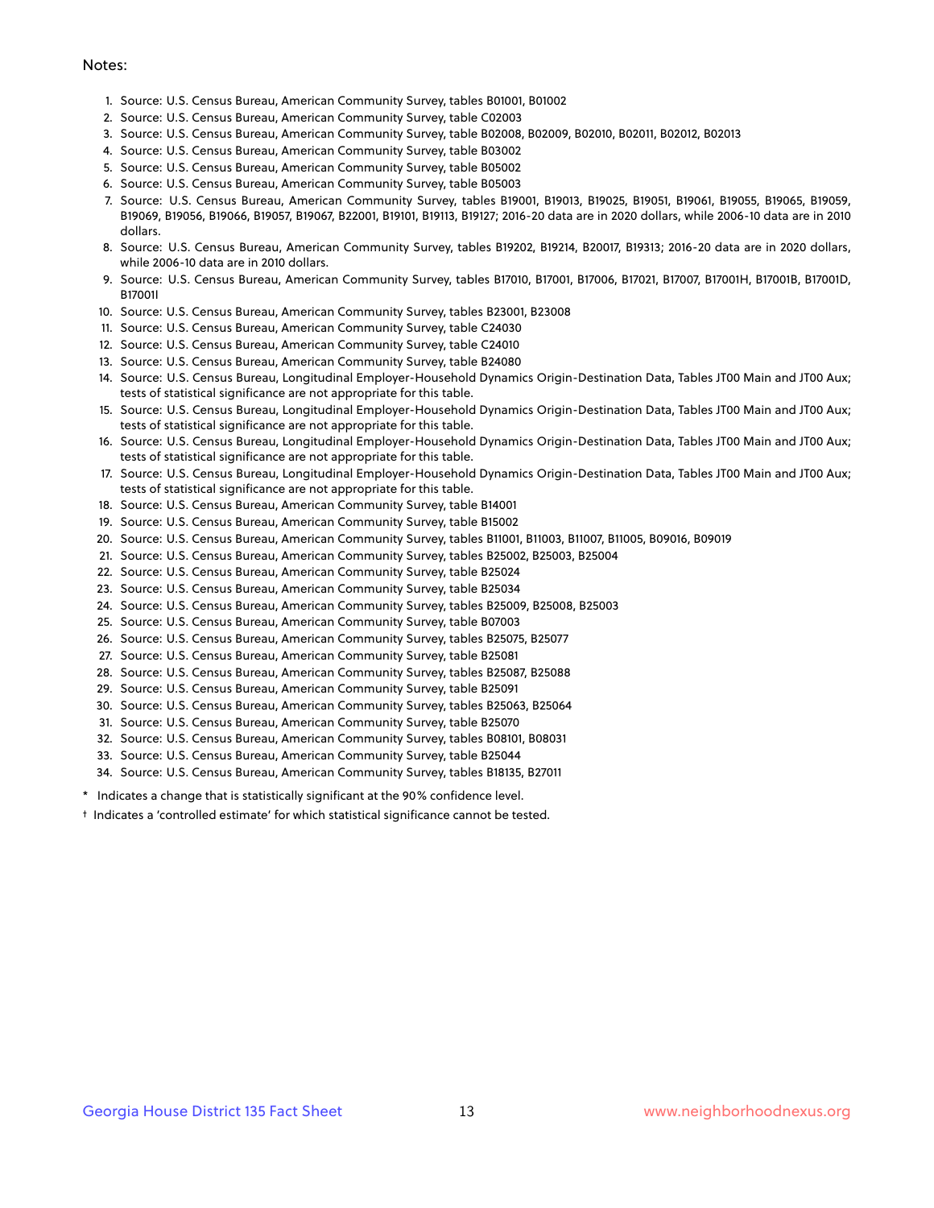Notes:

1. Source: U.S. Census Bureau, American Community Survey, tables B01001, B01002
2. Source: U.S. Census Bureau, American Community Survey, table C02003
3. Source: U.S. Census Bureau, American Community Survey, table B02008, B02009, B02010, B02011, B02012, B02013
4. Source: U.S. Census Bureau, American Community Survey, table B03002
5. Source: U.S. Census Bureau, American Community Survey, table B05002
6. Source: U.S. Census Bureau, American Community Survey, table B05003
7. Source: U.S. Census Bureau, American Community Survey, tables B19001, B19013, B19025, B19051, B19061, B19055, B19065, B19059, B19069, B19056, B19066, B19057, B19067, B22001, B19101, B19113, B19127; 2016-20 data are in 2020 dollars, while 2006-10 data are in 2010 dollars.
8. Source: U.S. Census Bureau, American Community Survey, tables B19202, B19214, B20017, B19313; 2016-20 data are in 2020 dollars, while 2006-10 data are in 2010 dollars.
9. Source: U.S. Census Bureau, American Community Survey, tables B17010, B17001, B17006, B17021, B17007, B17001H, B17001B, B17001D, B17001I
10. Source: U.S. Census Bureau, American Community Survey, tables B23001, B23008
11. Source: U.S. Census Bureau, American Community Survey, table C24030
12. Source: U.S. Census Bureau, American Community Survey, table C24010
13. Source: U.S. Census Bureau, American Community Survey, table B24080
14. Source: U.S. Census Bureau, Longitudinal Employer-Household Dynamics Origin-Destination Data, Tables JT00 Main and JT00 Aux; tests of statistical significance are not appropriate for this table.
15. Source: U.S. Census Bureau, Longitudinal Employer-Household Dynamics Origin-Destination Data, Tables JT00 Main and JT00 Aux; tests of statistical significance are not appropriate for this table.
16. Source: U.S. Census Bureau, Longitudinal Employer-Household Dynamics Origin-Destination Data, Tables JT00 Main and JT00 Aux; tests of statistical significance are not appropriate for this table.
17. Source: U.S. Census Bureau, Longitudinal Employer-Household Dynamics Origin-Destination Data, Tables JT00 Main and JT00 Aux; tests of statistical significance are not appropriate for this table.
18. Source: U.S. Census Bureau, American Community Survey, table B14001
19. Source: U.S. Census Bureau, American Community Survey, table B15002
20. Source: U.S. Census Bureau, American Community Survey, tables B11001, B11003, B11007, B11005, B09016, B09019
21. Source: U.S. Census Bureau, American Community Survey, tables B25002, B25003, B25004
22. Source: U.S. Census Bureau, American Community Survey, table B25024
23. Source: U.S. Census Bureau, American Community Survey, table B25034
24. Source: U.S. Census Bureau, American Community Survey, tables B25009, B25008, B25003
25. Source: U.S. Census Bureau, American Community Survey, table B07003
26. Source: U.S. Census Bureau, American Community Survey, tables B25075, B25077
27. Source: U.S. Census Bureau, American Community Survey, table B25081
28. Source: U.S. Census Bureau, American Community Survey, tables B25087, B25088
29. Source: U.S. Census Bureau, American Community Survey, table B25091
30. Source: U.S. Census Bureau, American Community Survey, tables B25063, B25064
31. Source: U.S. Census Bureau, American Community Survey, table B25070
32. Source: U.S. Census Bureau, American Community Survey, tables B08101, B08031
33. Source: U.S. Census Bureau, American Community Survey, table B25044
34. Source: U.S. Census Bureau, American Community Survey, tables B18135, B27011

\* Indicates a change that is statistically significant at the 90% confidence level.

† Indicates a 'controlled estimate' for which statistical significance cannot be tested.